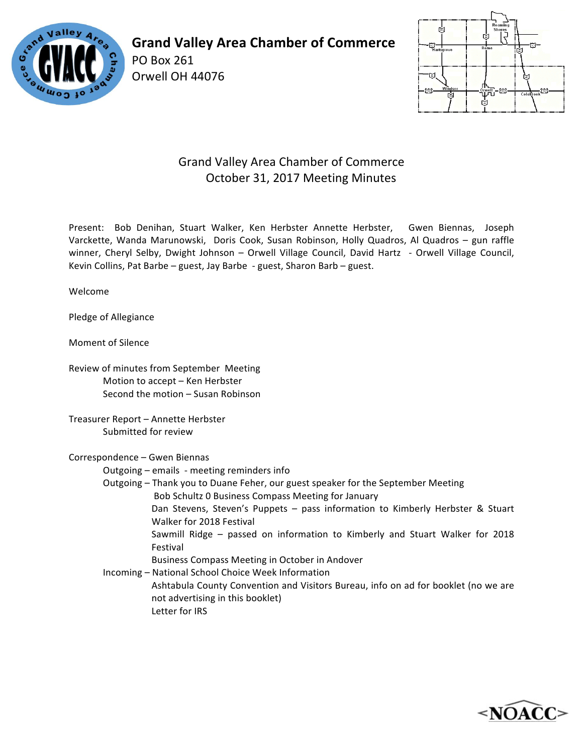# Grand Valley Area Chamber of Commerce

PO Box 261
Orwell OH 44076

## Grand Valley Area Chamber of Commerce
## October 31, 2017 Meeting Minutes

Present: Bob Denihan, Stuart Walker, Ken Herbster Annette Herbster, Gwen Biennas, Joseph Varckette, Wanda Marunowski, Doris Cook, Susan Robinson, Holly Quadros, Al Quadros – gun raffle winner, Cheryl Selby, Dwight Johnson – Orwell Village Council, David Hartz - Orwell Village Council, Kevin Collins, Pat Barbe – guest, Jay Barbe - guest, Sharon Barb – guest.

Welcome

Pledge of Allegiance

Moment of Silence

Review of minutes from September Meeting
- Motion to accept – Ken Herbster
- Second the motion – Susan Robinson

Treasurer Report – Annette Herbster
- Submitted for review

Correspondence – Gwen Biennas
- Outgoing – emails - meeting reminders info
- Outgoing – Thank you to Duane Feher, our guest speaker for the September Meeting
  - Bob Schultz 0 Business Compass Meeting for January
  - Dan Stevens, Steven's Puppets – pass information to Kimberly Herbster & Stuart Walker for 2018 Festival
  - Sawmill Ridge – passed on information to Kimberly and Stuart Walker for 2018 Festival
  - Business Compass Meeting in October in Andover
- Incoming – National School Choice Week Information
  - Ashtabula County Convention and Visitors Bureau, info on ad for booklet (no we are not advertising in this booklet)
  - Letter for IRS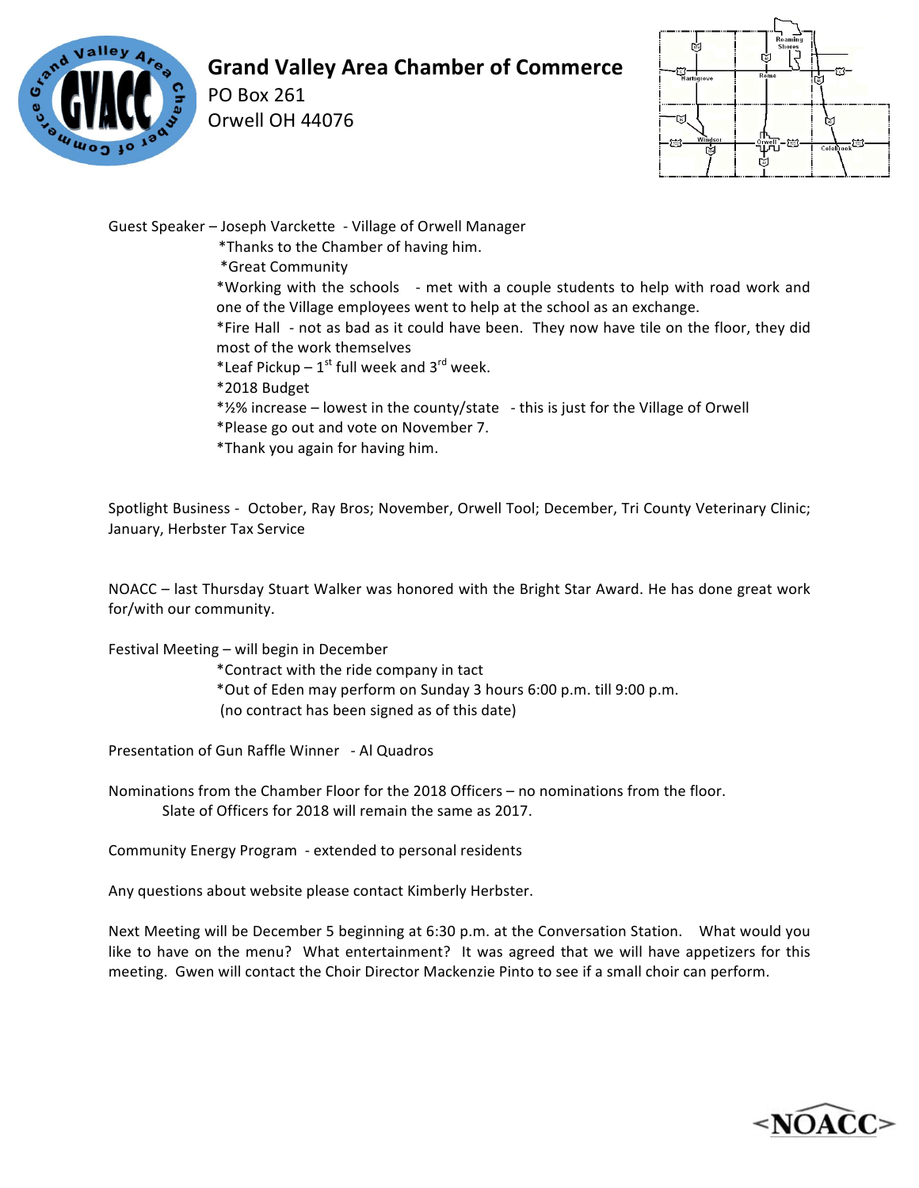# Grand Valley Area Chamber of Commerce

PO Box 261
Orwell OH 44076

Guest Speaker – Joseph Varckette - Village of Orwell Manager

*Thanks to the Chamber of having him.
*Great Community
*Working with the schools - met with a couple students to help with road work and one of the Village employees went to help at the school as an exchange.
*Fire Hall - not as bad as it could have been. They now have tile on the floor, they did most of the work themselves
*Leaf Pickup – 1st full week and 3rd week.
*2018 Budget
*½% increase – lowest in the county/state - this is just for the Village of Orwell
*Please go out and vote on November 7.
*Thank you again for having him.

Spotlight Business - October, Ray Bros; November, Orwell Tool; December, Tri County Veterinary Clinic; January, Herbster Tax Service

NOACC – last Thursday Stuart Walker was honored with the Bright Star Award. He has done great work for/with our community.

Festival Meeting – will begin in December

*Contract with the ride company in tact
*Out of Eden may perform on Sunday 3 hours 6:00 p.m. till 9:00 p.m.
(no contract has been signed as of this date)

Presentation of Gun Raffle Winner - Al Quadros

Nominations from the Chamber Floor for the 2018 Officers – no nominations from the floor.
Slate of Officers for 2018 will remain the same as 2017.

Community Energy Program - extended to personal residents

Any questions about website please contact Kimberly Herbster.

Next Meeting will be December 5 beginning at 6:30 p.m. at the Conversation Station. What would you like to have on the menu? What entertainment? It was agreed that we will have appetizers for this meeting. Gwen will contact the Choir Director Mackenzie Pinto to see if a small choir can perform.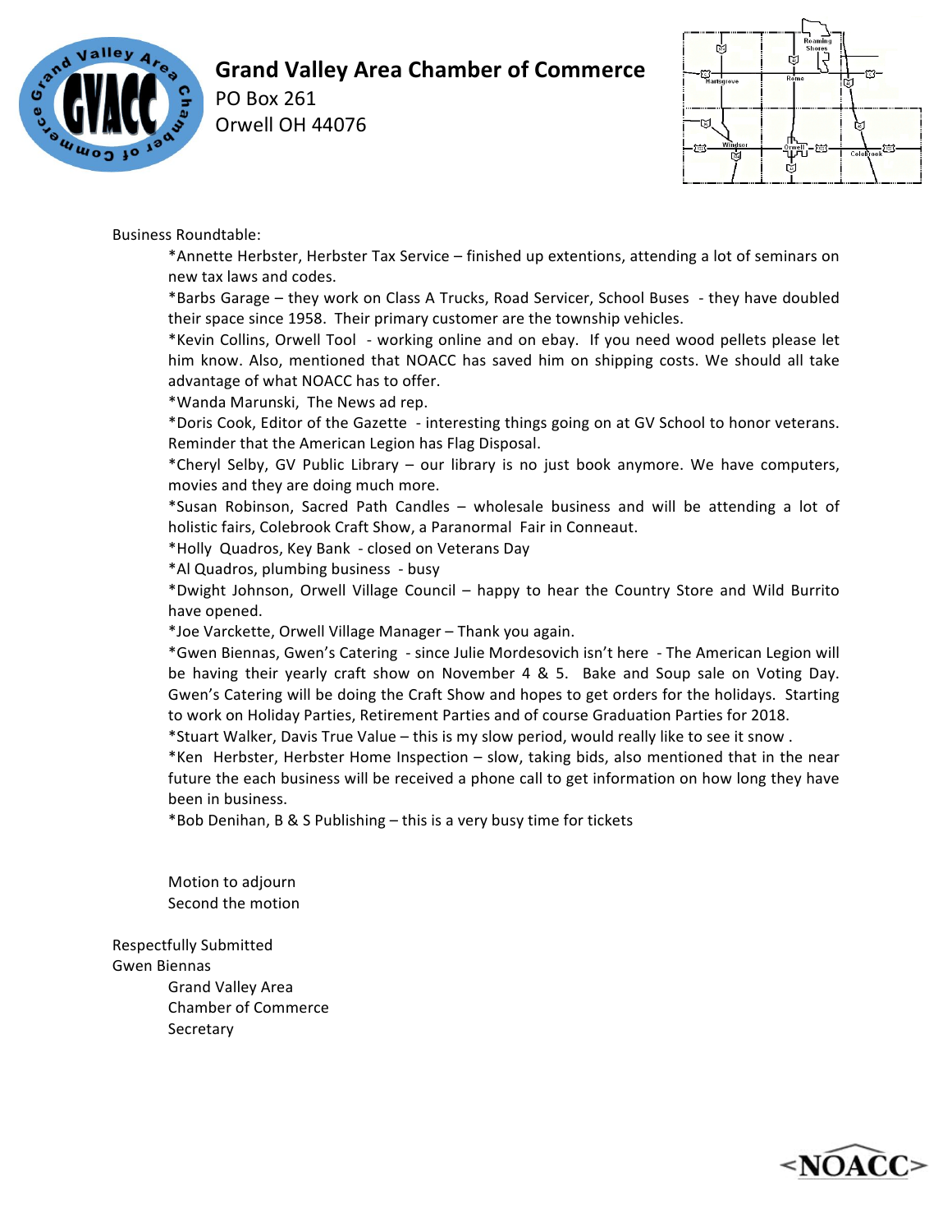## Grand Valley Area Chamber of Commerce

PO Box 261
Orwell OH 44076

Business Roundtable:

*Annette Herbster, Herbster Tax Service – finished up extentions, attending a lot of seminars on new tax laws and codes.
*Barbs Garage – they work on Class A Trucks, Road Servicer, School Buses - they have doubled their space since 1958. Their primary customer are the township vehicles.
*Kevin Collins, Orwell Tool - working online and on ebay. If you need wood pellets please let him know. Also, mentioned that NOACC has saved him on shipping costs. We should all take advantage of what NOACC has to offer.
*Wanda Marunski, The News ad rep.
*Doris Cook, Editor of the Gazette - interesting things going on at GV School to honor veterans. Reminder that the American Legion has Flag Disposal.
*Cheryl Selby, GV Public Library – our library is no just book anymore. We have computers, movies and they are doing much more.
*Susan Robinson, Sacred Path Candles – wholesale business and will be attending a lot of holistic fairs, Colebrook Craft Show, a Paranormal Fair in Conneaut.
*Holly Quadros, Key Bank - closed on Veterans Day
*Al Quadros, plumbing business - busy
*Dwight Johnson, Orwell Village Council – happy to hear the Country Store and Wild Burrito have opened.
*Joe Varckette, Orwell Village Manager – Thank you again.
*Gwen Biennas, Gwen's Catering - since Julie Mordesovich isn't here - The American Legion will be having their yearly craft show on November 4 & 5. Bake and Soup sale on Voting Day. Gwen's Catering will be doing the Craft Show and hopes to get orders for the holidays. Starting to work on Holiday Parties, Retirement Parties and of course Graduation Parties for 2018.
*Stuart Walker, Davis True Value – this is my slow period, would really like to see it snow .
*Ken Herbster, Herbster Home Inspection – slow, taking bids, also mentioned that in the near future the each business will be received a phone call to get information on how long they have been in business.
*Bob Denihan, B & S Publishing – this is a very busy time for tickets

Motion to adjourn
Second the motion

Respectfully Submitted
Gwen Biennas
Grand Valley Area
Chamber of Commerce
Secretary